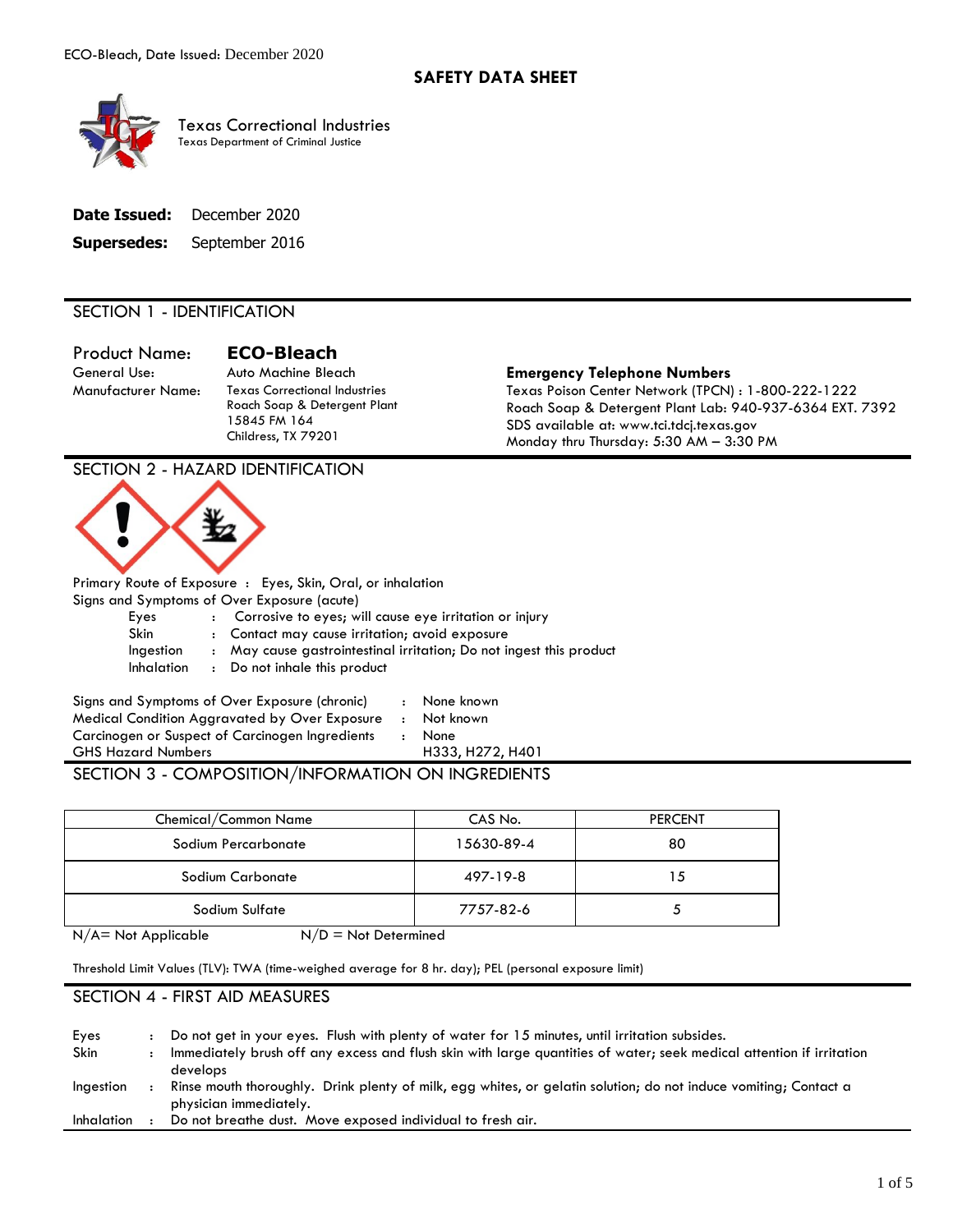# SAFETY DATA SHEET

Texas Correctional Industries
Texas Department of Criminal Justice

**Date Issued:** December 2020

**Supersedes:** September 2016

## SECTION 1 - IDENTIFICATION

**Product Name:** **ECO-Bleach**

General Use: Auto Machine Bleach

Manufacturer Name: Texas Correctional Industries
Roach Soap & Detergent Plant
15845 FM 164
Childress, TX 79201

**Emergency Telephone Numbers**

Texas Poison Center Network (TPCN) : 1-800-222-1222
Roach Soap & Detergent Plant Lab: 940-937-6364 EXT. 7392
SDS available at: www.tci.tdcj.texas.gov
Monday thru Thursday: 5:30 AM – 3:30 PM

## SECTION 2 - HAZARD IDENTIFICATION

Primary Route of Exposure : Eyes, Skin, Oral, or inhalation

Signs and Symptoms of Over Exposure (acute)

- Eyes : Corrosive to eyes; will cause eye irritation or injury
- Skin : Contact may cause irritation; avoid exposure
- Ingestion : May cause gastrointestinal irritation; Do not ingest this product
- Inhalation : Do not inhale this product

Signs and Symptoms of Over Exposure (chronic) : None known
Medical Condition Aggravated by Over Exposure : Not known
Carcinogen or Suspect of Carcinogen Ingredients : None
GHS Hazard Numbers H333, H272, H401

## SECTION 3 - COMPOSITION/INFORMATION ON INGREDIENTS

| Chemical/Common Name | CAS No. | PERCENT |
|---|---|---|
| Sodium Percarbonate | 15630-89-4 | 80 |
| Sodium Carbonate | 497-19-8 | 15 |
| Sodium Sulfate | 7757-82-6 | 5 |

N/A= Not Applicable N/D = Not Determined

Threshold Limit Values (TLV): TWA (time-weighed average for 8 hr. day); PEL (personal exposure limit)

## SECTION 4 - FIRST AID MEASURES

- Eyes : Do not get in your eyes. Flush with plenty of water for 15 minutes, until irritation subsides.
- Skin : Immediately brush off any excess and flush skin with large quantities of water; seek medical attention if irritation develops
- Ingestion : Rinse mouth thoroughly. Drink plenty of milk, egg whites, or gelatin solution; do not induce vomiting; Contact a physician immediately.
- Inhalation : Do not breathe dust. Move exposed individual to fresh air.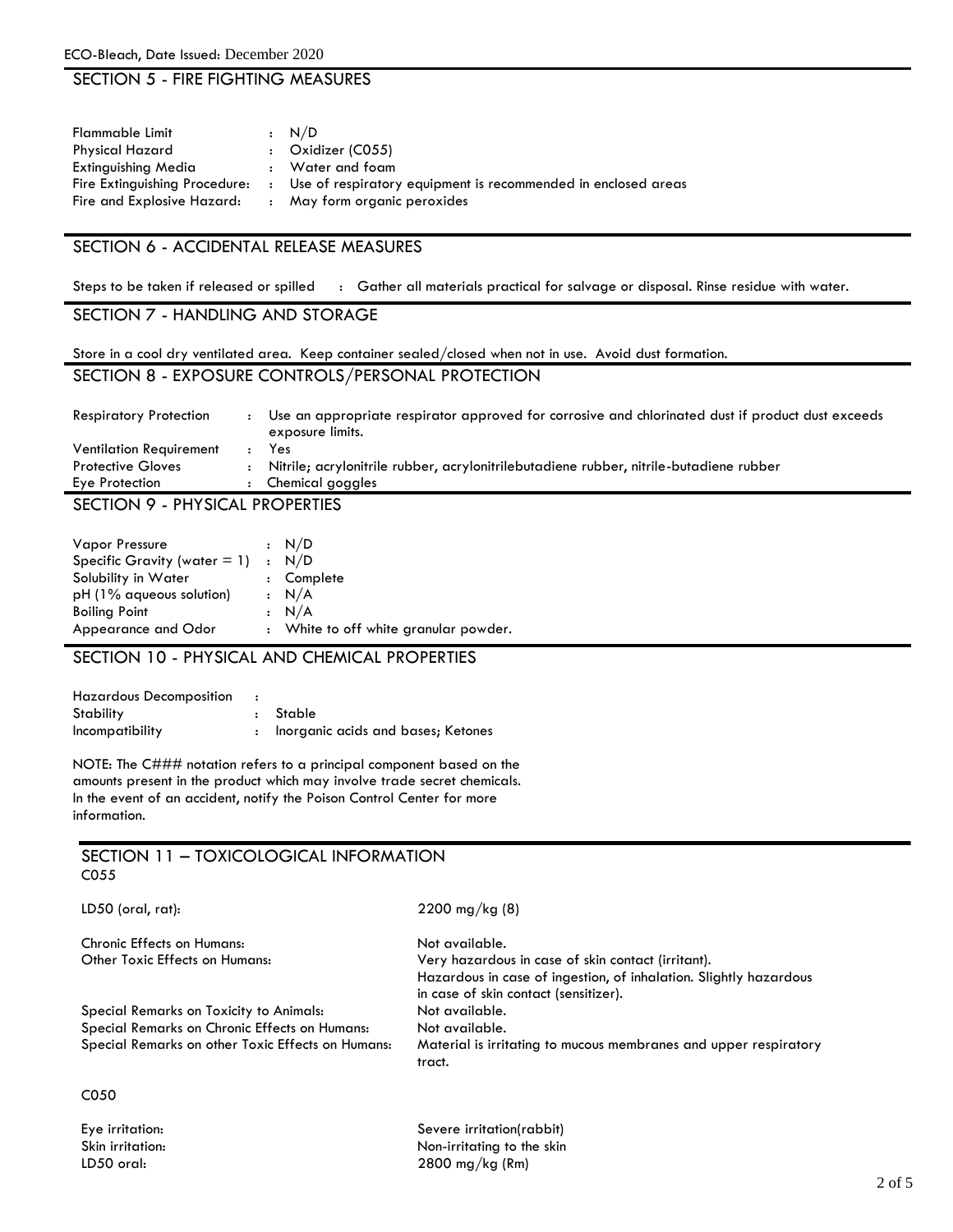## SECTION 5 - FIRE FIGHTING MEASURES

| | | |
|---|---|---|
| Flammable Limit | : | N/D |
| Physical Hazard | : | Oxidizer (C055) |
| Extinguishing Media | : | Water and foam |
| Fire Extinguishing Procedure: | : | Use of respiratory equipment is recommended in enclosed areas |
| Fire and Explosive Hazard: | : | May form organic peroxides |

## SECTION 6 - ACCIDENTAL RELEASE MEASURES

Steps to be taken if released or spilled : Gather all materials practical for salvage or disposal. Rinse residue with water.

## SECTION 7 - HANDLING AND STORAGE

Store in a cool dry ventilated area. Keep container sealed/closed when not in use. Avoid dust formation.

## SECTION 8 - EXPOSURE CONTROLS/PERSONAL PROTECTION

| | | |
|---|---|---|
| Respiratory Protection | : | Use an appropriate respirator approved for corrosive and chlorinated dust if product dust exceeds exposure limits. |
| Ventilation Requirement | : | Yes |
| Protective Gloves | : | Nitrile; acrylonitrile rubber, acrylonitrilebutadiene rubber, nitrile-butadiene rubber |
| Eye Protection | : | Chemical goggles |

## SECTION 9 - PHYSICAL PROPERTIES

| | | |
|---|---|---|
| Vapor Pressure | : | N/D |
| Specific Gravity (water = 1) | : | N/D |
| Solubility in Water | : | Complete |
| pH (1% aqueous solution) | : | N/A |
| Boiling Point | : | N/A |
| Appearance and Odor | : | White to off white granular powder. |

## SECTION 10 - PHYSICAL AND CHEMICAL PROPERTIES

| | | |
|---|---|---|
| Hazardous Decomposition | : | |
| Stability | : | Stable |
| Incompatibility | : | Inorganic acids and bases; Ketones |

NOTE: The C### notation refers to a principal component based on the amounts present in the product which may involve trade secret chemicals. In the event of an accident, notify the Poison Control Center for more information.

## SECTION 11 – TOXICOLOGICAL INFORMATION

C055

| | |
|---|---|
| LD50 (oral, rat): | 2200 mg/kg (8) |
| Chronic Effects on Humans: | Not available. |
| Other Toxic Effects on Humans: | Very hazardous in case of skin contact (irritant). Hazardous in case of ingestion, of inhalation. Slightly hazardous in case of skin contact (sensitizer). |
| Special Remarks on Toxicity to Animals: | Not available. |
| Special Remarks on Chronic Effects on Humans: | Not available. |
| Special Remarks on other Toxic Effects on Humans: | Material is irritating to mucous membranes and upper respiratory tract. |

C050

| | |
|---|---|
| Eye irritation: | Severe irritation(rabbit) |
| Skin irritation: | Non-irritating to the skin |
| LD50 oral: | 2800 mg/kg (Rm) |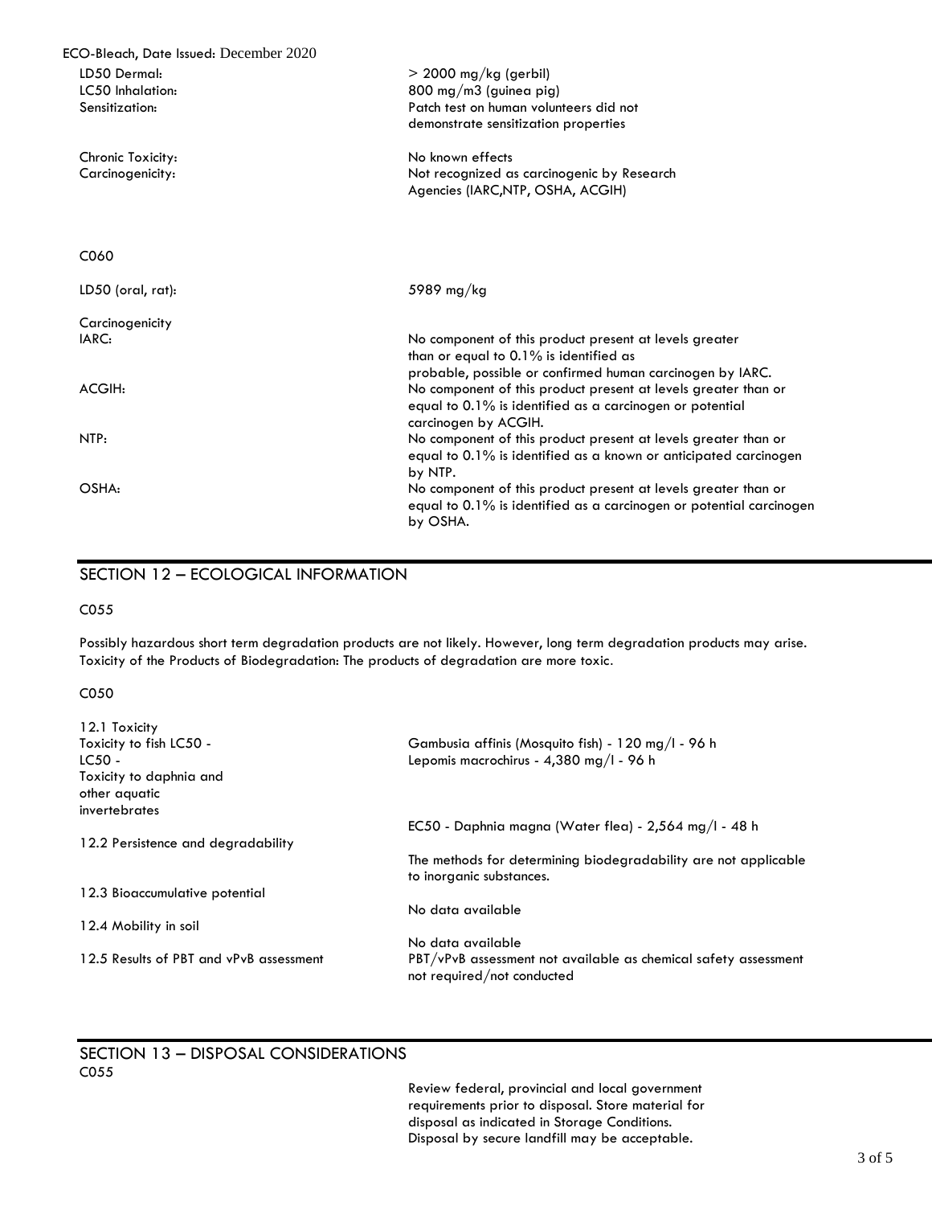| | |
|---|---|
| LD50 Dermal: | > 2000 mg/kg (gerbil) |
| LC50 Inhalation: | 800 mg/m3 (guinea pig) |
| Sensitization: | Patch test on human volunteers did not demonstrate sensitization properties |
| Chronic Toxicity: | No known effects |
| Carcinogenicity: | Not recognized as carcinogenic by Research Agencies (IARC,NTP, OSHA, ACGIH) |

C060

| | |
|---|---|
| LD50 (oral, rat): | 5989 mg/kg |
| Carcinogenicity | |
| IARC: | No component of this product present at levels greater than or equal to 0.1% is identified as probable, possible or confirmed human carcinogen by IARC. |
| ACGIH: | No component of this product present at levels greater than or equal to 0.1% is identified as a carcinogen or potential carcinogen by ACGIH. |
| NTP: | No component of this product present at levels greater than or equal to 0.1% is identified as a known or anticipated carcinogen by NTP. |
| OSHA: | No component of this product present at levels greater than or equal to 0.1% is identified as a carcinogen or potential carcinogen by OSHA. |

## SECTION 12 – ECOLOGICAL INFORMATION

C055

Possibly hazardous short term degradation products are not likely. However, long term degradation products may arise. Toxicity of the Products of Biodegradation: The products of degradation are more toxic.

C050

| | |
|---|---|
| 12.1 Toxicity | |
| Toxicity to fish LC50 - | Gambusia affinis (Mosquito fish) - 120 mg/l - 96 h |
| LC50 - | Lepomis macrochirus - 4,380 mg/l - 96 h |
| Toxicity to daphnia and other aquatic invertebrates | EC50 - Daphnia magna (Water flea) - 2,564 mg/l - 48 h |
| 12.2 Persistence and degradability | The methods for determining biodegradability are not applicable to inorganic substances. |
| 12.3 Bioaccumulative potential | No data available |
| 12.4 Mobility in soil | No data available |
| 12.5 Results of PBT and vPvB assessment | PBT/vPvB assessment not available as chemical safety assessment not required/not conducted |

## SECTION 13 – DISPOSAL CONSIDERATIONS

C055

Review federal, provincial and local government requirements prior to disposal. Store material for disposal as indicated in Storage Conditions. Disposal by secure landfill may be acceptable.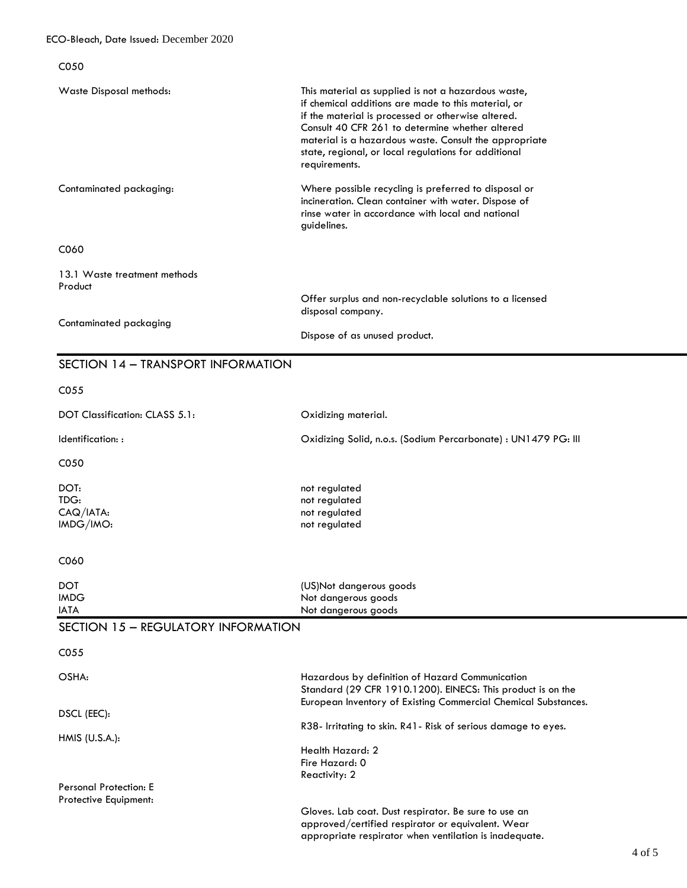C050

| | |
|---|---|
| Waste Disposal methods: | This material as supplied is not a hazardous waste, if chemical additions are made to this material, or if the material is processed or otherwise altered. Consult 40 CFR 261 to determine whether altered material is a hazardous waste. Consult the appropriate state, regional, or local regulations for additional requirements. |
| Contaminated packaging: | Where possible recycling is preferred to disposal or incineration. Clean container with water. Dispose of rinse water in accordance with local and national guidelines. |

C060

13.1 Waste treatment methods

| | |
|---|---|
| Product | Offer surplus and non-recyclable solutions to a licensed disposal company. |
| Contaminated packaging | Dispose of as unused product. |

## SECTION 14 – TRANSPORT INFORMATION

C055

| | |
|---|---|
| DOT Classification: CLASS 5.1: | Oxidizing material. |
| Identification: : | Oxidizing Solid, n.o.s. (Sodium Percarbonate) : UN1479 PG: III |

C050

| | |
|---|---|
| DOT: | not regulated |
| TDG: | not regulated |
| CAQ/IATA: | not regulated |
| IMDG/IMO: | not regulated |

C060

| | |
|---|---|
| DOT | (US)Not dangerous goods |
| IMDG | Not dangerous goods |
| IATA | Not dangerous goods |

## SECTION 15 – REGULATORY INFORMATION

C055

| | |
|---|---|
| OSHA: | Hazardous by definition of Hazard Communication Standard (29 CFR 1910.1200). EINECS: This product is on the European Inventory of Existing Commercial Chemical Substances. |
| DSCL (EEC): | R38- Irritating to skin. R41- Risk of serious damage to eyes. |
| HMIS (U.S.A.): | Health Hazard: 2<br>Fire Hazard: 0<br>Reactivity: 2 |
| Personal Protection: E<br>Protective Equipment: | Gloves. Lab coat. Dust respirator. Be sure to use an approved/certified respirator or equivalent. Wear appropriate respirator when ventilation is inadequate. |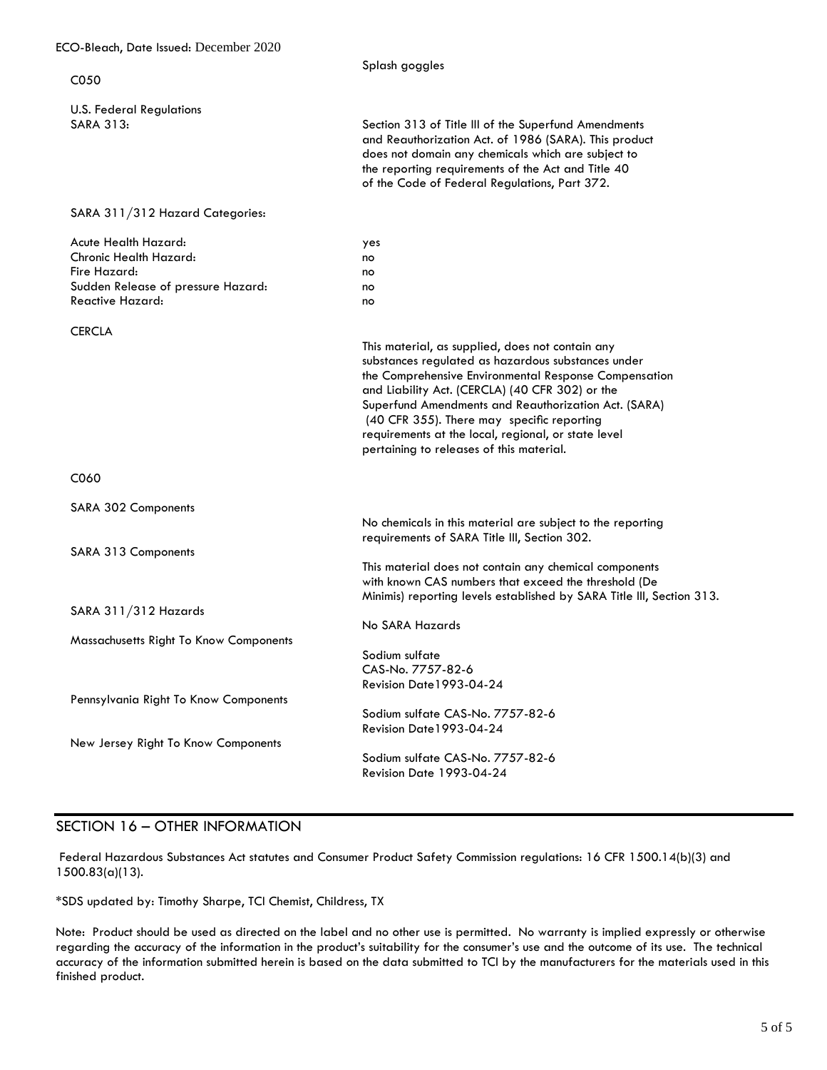| | |
|---|---|
| C050 | Splash goggles |
| U.S. Federal Regulations<br>SARA 313: | Section 313 of Title III of the Superfund Amendments and Reauthorization Act. of 1986 (SARA). This product does not domain any chemicals which are subject to the reporting requirements of the Act and Title 40 of the Code of Federal Regulations, Part 372. |
| SARA 311/312 Hazard Categories: | |
| Acute Health Hazard: | yes |
| Chronic Health Hazard: | no |
| Fire Hazard: | no |
| Sudden Release of pressure Hazard: | no |
| Reactive Hazard: | no |
| CERCLA | This material, as supplied, does not contain any substances regulated as hazardous substances under the Comprehensive Environmental Response Compensation and Liability Act. (CERCLA) (40 CFR 302) or the Superfund Amendments and Reauthorization Act. (SARA) (40 CFR 355). There may specific reporting requirements at the local, regional, or state level pertaining to releases of this material. |
| C060 | |
| SARA 302 Components | No chemicals in this material are subject to the reporting requirements of SARA Title III, Section 302. |
| SARA 313 Components | This material does not contain any chemical components with known CAS numbers that exceed the threshold (De Minimis) reporting levels established by SARA Title III, Section 313. |
| SARA 311/312 Hazards | No SARA Hazards |
| Massachusetts Right To Know Components | Sodium sulfate<br>CAS-No. 7757-82-6<br>Revision Date1993-04-24 |
| Pennsylvania Right To Know Components | Sodium sulfate CAS-No. 7757-82-6<br>Revision Date1993-04-24 |
| New Jersey Right To Know Components | Sodium sulfate CAS-No. 7757-82-6<br>Revision Date 1993-04-24 |

## SECTION 16 – OTHER INFORMATION

Federal Hazardous Substances Act statutes and Consumer Product Safety Commission regulations: 16 CFR 1500.14(b)(3) and 1500.83(a)(13).

*SDS updated by: Timothy Sharpe, TCI Chemist, Childress, TX

Note: Product should be used as directed on the label and no other use is permitted. No warranty is implied expressly or otherwise regarding the accuracy of the information in the product's suitability for the consumer's use and the outcome of its use. The technical accuracy of the information submitted herein is based on the data submitted to TCI by the manufacturers for the materials used in this finished product.